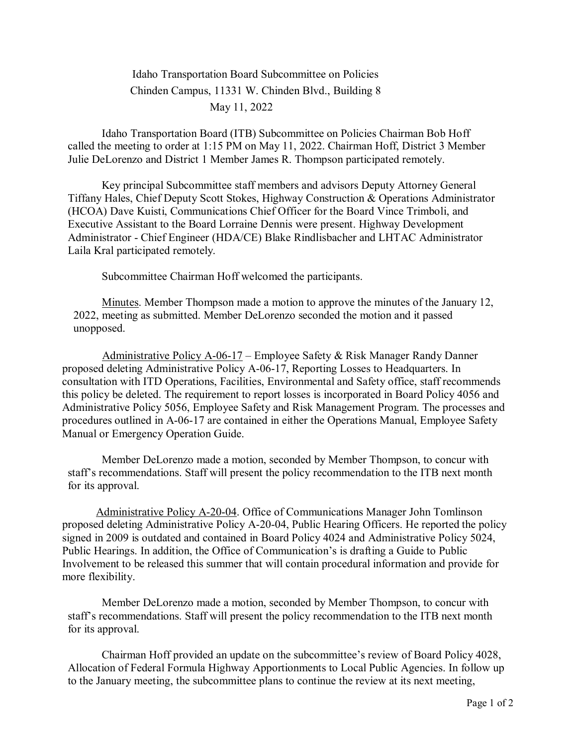# Idaho Transportation Board Subcommittee on Policies

## Chinden Campus, 11331 W. Chinden Blvd., Building 8

## May 11, 2022

Idaho Transportation Board (ITB) Subcommittee on Policies Chairman Bob Hoff called the meeting to order at 1:15 PM on May 11, 2022. Chairman Hoff, District 3 Member Julie DeLorenzo and District 1 Member James R. Thompson participated remotely.

Key principal Subcommittee staff members and advisors Deputy Attorney General Tiffany Hales, Chief Deputy Scott Stokes, Highway Construction & Operations Administrator (HCOA) Dave Kuisti, Communications Chief Officer for the Board Vince Trimboli, and Executive Assistant to the Board Lorraine Dennis were present. Highway Development Administrator - Chief Engineer (HDA/CE) Blake Rindlisbacher and LHTAC Administrator Laila Kral participated remotely.

Subcommittee Chairman Hoff welcomed the participants.

<u>Minutes</u>. Member Thompson made a motion to approve the minutes of the January 12, 2022, meeting as submitted. Member DeLorenzo seconded the motion and it passed unopposed.

<u>Administrative Policy A-06-17</u> – Employee Safety & Risk Manager Randy Danner proposed deleting Administrative Policy A-06-17, Reporting Losses to Headquarters. In consultation with ITD Operations, Facilities, Environmental and Safety office, staff recommends this policy be deleted. The requirement to report losses is incorporated in Board Policy 4056 and Administrative Policy 5056, Employee Safety and Risk Management Program. The processes and procedures outlined in A-06-17 are contained in either the Operations Manual, Employee Safety Manual or Emergency Operation Guide.

Member DeLorenzo made a motion, seconded by Member Thompson, to concur with staff's recommendations. Staff will present the policy recommendation to the ITB next month for its approval.

<u>Administrative Policy A-20-04</u>. Office of Communications Manager John Tomlinson proposed deleting Administrative Policy A-20-04, Public Hearing Officers. He reported the policy signed in 2009 is outdated and contained in Board Policy 4024 and Administrative Policy 5024, Public Hearings. In addition, the Office of Communication's is drafting a Guide to Public Involvement to be released this summer that will contain procedural information and provide for more flexibility.

Member DeLorenzo made a motion, seconded by Member Thompson, to concur with staff's recommendations. Staff will present the policy recommendation to the ITB next month for its approval.

Chairman Hoff provided an update on the subcommittee's review of Board Policy 4028, Allocation of Federal Formula Highway Apportionments to Local Public Agencies. In follow up to the January meeting, the subcommittee plans to continue the review at its next meeting,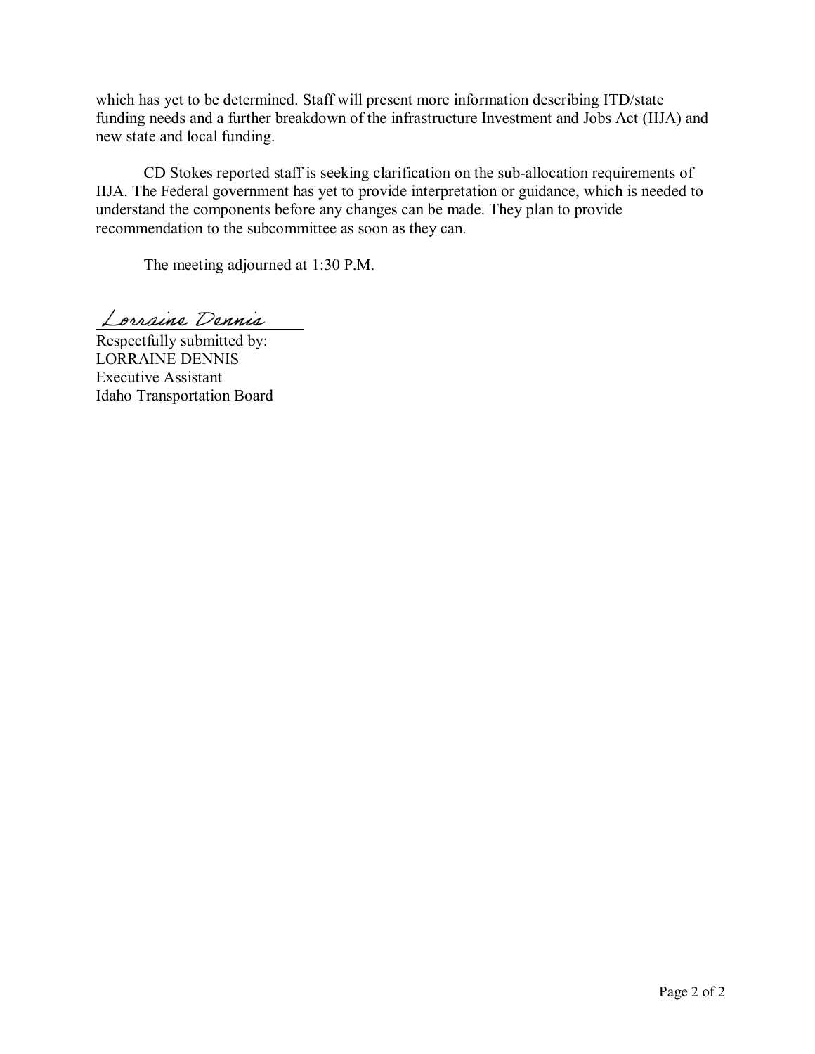which has yet to be determined. Staff will present more information describing ITD/state funding needs and a further breakdown of the infrastructure Investment and Jobs Act (IIJA) and new state and local funding.

CD Stokes reported staff is seeking clarification on the sub-allocation requirements of IIJA. The Federal government has yet to provide interpretation or guidance, which is needed to understand the components before any changes can be made. They plan to provide recommendation to the subcommittee as soon as they can.

The meeting adjourned at 1:30 P.M.

*Lorraine Dennis*

Respectfully submitted by:
LORRAINE DENNIS
Executive Assistant
Idaho Transportation Board